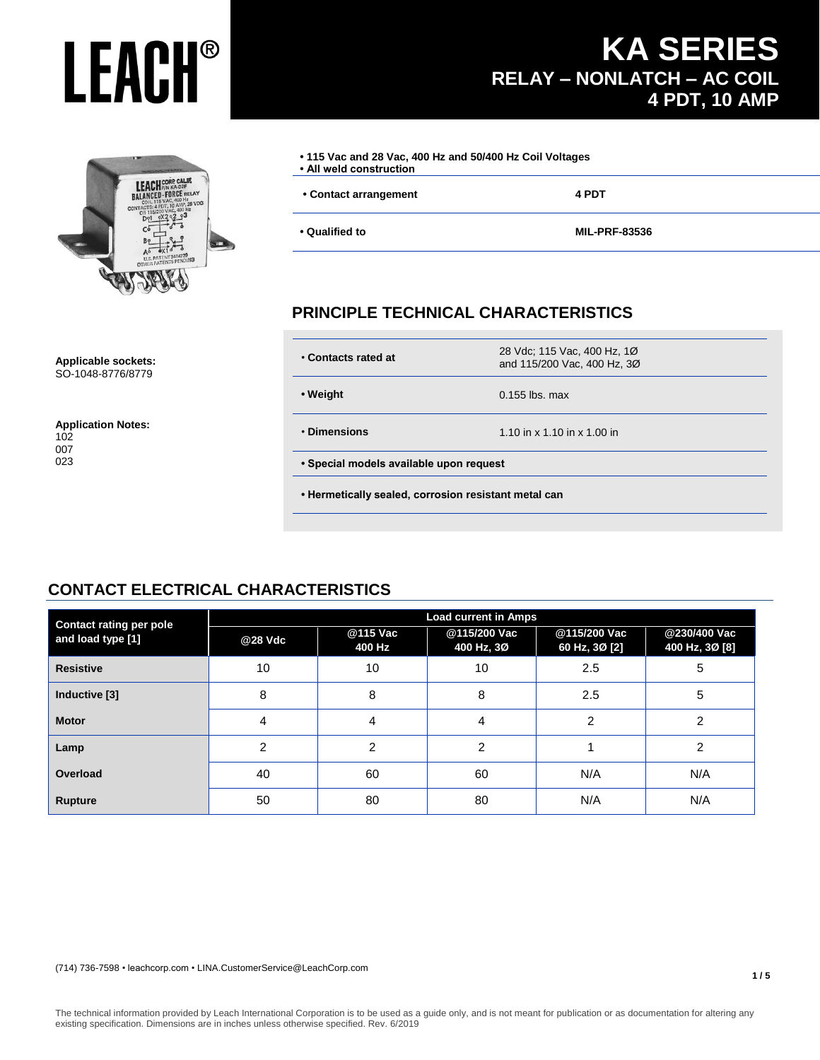# LEACH®

# KA SERIES

## RELAY – NONLATCH – AC COIL
## 4 PDT, 10 AMP

- **115 Vac and 28 Vac, 400 Hz and 50/400 Hz Coil Voltages**
- **All weld construction**

| | |
|---|---|
| **• Contact arrangement** | **4 PDT** |
| **• Qualified to** | **MIL-PRF-83536** |

**Applicable sockets:**
SO-1048-8776/8779

**Application Notes:**
102
007
023

## PRINCIPLE TECHNICAL CHARACTERISTICS

| | |
|---|---|
| **• Contacts rated at** | 28 Vdc; 115 Vac, 400 Hz, 1Ø and 115/200 Vac, 400 Hz, 3Ø |
| **• Weight** | 0.155 lbs. max |
| **• Dimensions** | 1.10 in x 1.10 in x 1.00 in |

- **Special models available upon request**
- **Hermetically sealed, corrosion resistant metal can**

## CONTACT ELECTRICAL CHARACTERISTICS

| Contact rating per pole and load type [1] | Load current in Amps | | | | |
|---|---|---|---|---|---|
| | @28 Vdc | @115 Vac 400 Hz | @115/200 Vac 400 Hz, 3Ø | @115/200 Vac 60 Hz, 3Ø [2] | @230/400 Vac 400 Hz, 3Ø [8] |
| **Resistive** | 10 | 10 | 10 | 2.5 | 5 |
| **Inductive [3]** | 8 | 8 | 8 | 2.5 | 5 |
| **Motor** | 4 | 4 | 4 | 2 | 2 |
| **Lamp** | 2 | 2 | 2 | 1 | 2 |
| **Overload** | 40 | 60 | 60 | N/A | N/A |
| **Rupture** | 50 | 80 | 80 | N/A | N/A |

(714) 736-7598 • leachcorp.com • LINA.CustomerService@LeachCorp.com

The technical information provided by Leach International Corporation is to be used as a guide only, and is not meant for publication or as documentation for altering any existing specification. Dimensions are in inches unless otherwise specified. Rev. 6/2019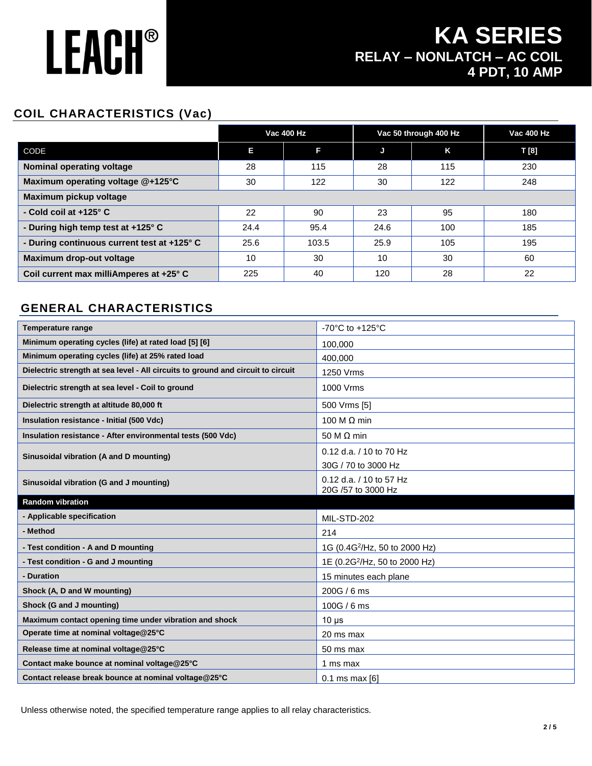# LEACH®

# KA SERIES
## RELAY – NONLATCH – AC COIL
## 4 PDT, 10 AMP

## COIL CHARACTERISTICS (Vac)

| | Vac 400 Hz | | Vac 50 through 400 Hz | | Vac 400 Hz |
|---|---|---|---|---|---|
| CODE | E | F | J | K | T [8] |
| Nominal operating voltage | 28 | 115 | 28 | 115 | 230 |
| Maximum operating voltage @+125°C | 30 | 122 | 30 | 122 | 248 |
| Maximum pickup voltage | | | | | |
| - Cold coil at +125° C | 22 | 90 | 23 | 95 | 180 |
| - During high temp test at +125° C | 24.4 | 95.4 | 24.6 | 100 | 185 |
| - During continuous current test at +125° C | 25.6 | 103.5 | 25.9 | 105 | 195 |
| Maximum drop-out voltage | 10 | 30 | 10 | 30 | 60 |
| Coil current max milliAmperes at +25° C | 225 | 40 | 120 | 28 | 22 |

## GENERAL CHARACTERISTICS

| | |
|---|---|
| Temperature range | -70°C to +125°C |
| Minimum operating cycles (life) at rated load [5] [6] | 100,000 |
| Minimum operating cycles (life) at 25% rated load | 400,000 |
| Dielectric strength at sea level - All circuits to ground and circuit to circuit | 1250 Vrms |
| Dielectric strength at sea level - Coil to ground | 1000 Vrms |
| Dielectric strength at altitude 80,000 ft | 500 Vrms [5] |
| Insulation resistance - Initial (500 Vdc) | 100 M Ω min |
| Insulation resistance - After environmental tests (500 Vdc) | 50 M Ω min |
| Sinusoidal vibration (A and D mounting) | 0.12 d.a. / 10 to 70 Hz<br>30G / 70 to 3000 Hz |
| Sinusoidal vibration (G and J mounting) | 0.12 d.a. / 10 to 57 Hz<br>20G /57 to 3000 Hz |
| **Random vibration** | |
| - Applicable specification | MIL-STD-202 |
| - Method | 214 |
| - Test condition - A and D mounting | 1G (0.4$G^2$/Hz, 50 to 2000 Hz) |
| - Test condition - G and J mounting | 1E (0.2$G^2$/Hz, 50 to 2000 Hz) |
| - Duration | 15 minutes each plane |
| Shock (A, D and W mounting) | 200G / 6 ms |
| Shock (G and J mounting) | 100G / 6 ms |
| Maximum contact opening time under vibration and shock | 10 µs |
| Operate time at nominal voltage@25°C | 20 ms max |
| Release time at nominal voltage@25°C | 50 ms max |
| Contact make bounce at nominal voltage@25°C | 1 ms max |
| Contact release break bounce at nominal voltage@25°C | 0.1 ms max [6] |

Unless otherwise noted, the specified temperature range applies to all relay characteristics.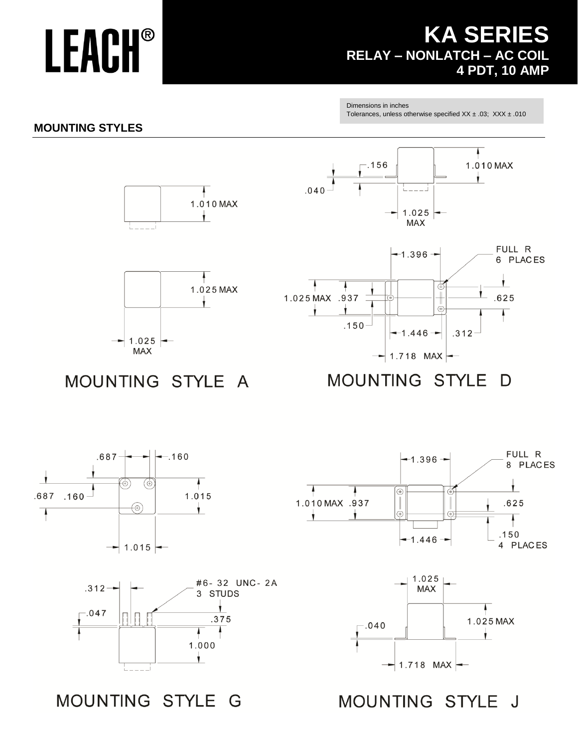# LEACH®

## KA SERIES
**RELAY – NONLATCH – AC COIL**
**4 PDT, 10 AMP**

Dimensions in inches
Tolerances, unless otherwise specified XX ± .03; XXX ± .010

## MOUNTING STYLES

1.010 MAX

1.025 MAX

1.025 MAX

MOUNTING STYLE A

.156

1.010 MAX

.040

1.025 MAX

1.396

FULL R 6 PLACES

1.025 MAX .937

.625

.150

1.446

.312

1.718 MAX

MOUNTING STYLE D

.687 .160

.687 .160

1.015

1.015

.312

#6-32 UNC-2A 3 STUDS

.047

.375

1.000

MOUNTING STYLE G

1.396

FULL R 8 PLACES

1.010 MAX .937

.625

1.446

.150 4 PLACES

1.025 MAX

1.025 MAX

.040

1.718 MAX

MOUNTING STYLE J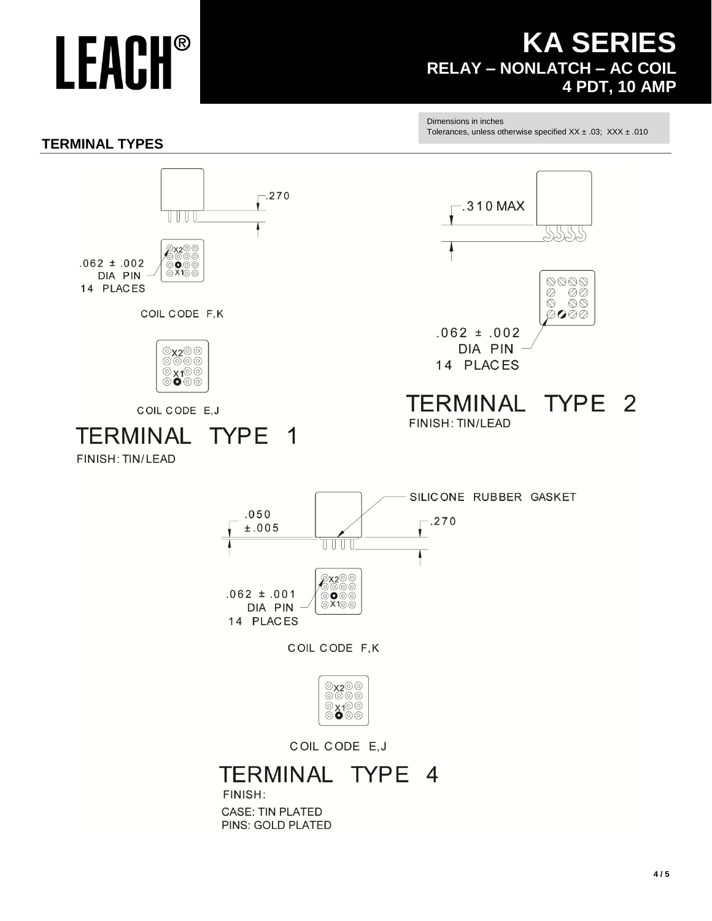# LEACH®

## KA SERIES
**RELAY – NONLATCH – AC COIL**
**4 PDT, 10 AMP**

Dimensions in inches
Tolerances, unless otherwise specified XX ± .03; XXX ± .010

## TERMINAL TYPES

.270

.062 ± .002
DIA PIN
14 PLACES

X2
X1

COIL CODE F,K

X2
X1

COIL CODE E,J

### TERMINAL TYPE 1

FINISH: TIN/LEAD

.310 MAX

.062 ± .002
DIA PIN
14 PLACES

### TERMINAL TYPE 2

FINISH: TIN/LEAD

SILICONE RUBBER GASKET

.050
±.005

.270

.062 ± .001
DIA PIN
14 PLACES

X2
X1

COIL CODE F,K

X2
X1

COIL CODE E,J

### TERMINAL TYPE 4

FINISH:
CASE: TIN PLATED
PINS: GOLD PLATED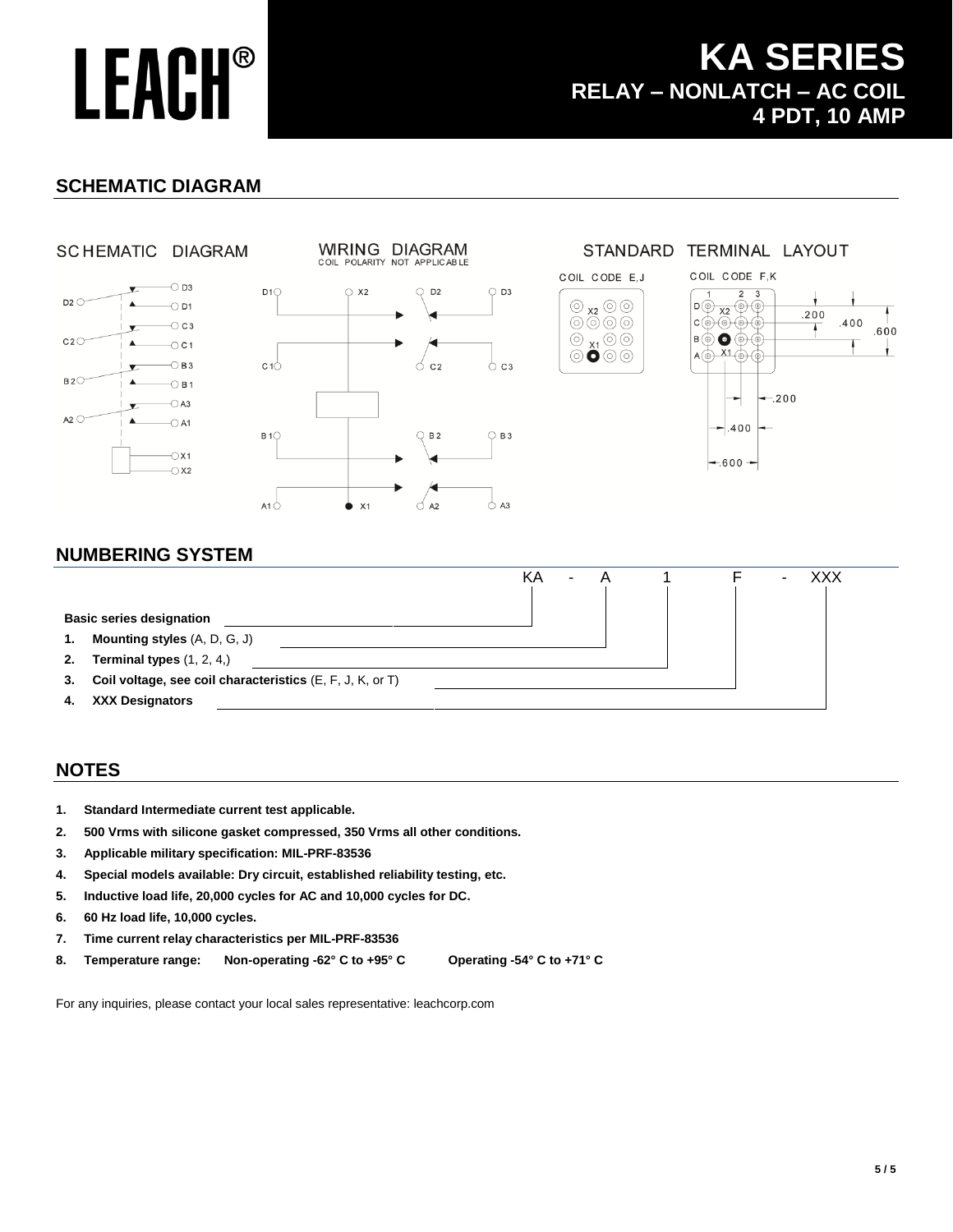# LEACH®

# KA SERIES
## RELAY – NONLATCH – AC COIL
## 4 PDT, 10 AMP

## SCHEMATIC DIAGRAM

SCHEMATIC DIAGRAM

D2, D3, D1, C2, C3, C1, B2, B3, B1, A2, A3, A1, X1, X2

WIRING DIAGRAM
COIL POLARITY NOT APPLICABLE

D1, X2, D2, D3, C1, C2, C3, B1, B2, B3, A1, X1, A2, A3

STANDARD TERMINAL LAYOUT

COIL CODE E,J

X2, X1

COIL CODE F,K

1 2 3, D, C, B, A, X2, X1

.200 .400 .600

.200 .400 .600

## NUMBERING SYSTEM

KA - A 1 F - XXX

**Basic series designation**

1. **Mounting styles** (A, D, G, J)
2. **Terminal types** (1, 2, 4,)
3. **Coil voltage, see coil characteristics** (E, F, J, K, or T)
4. **XXX Designators**

## NOTES

1. **Standard Intermediate current test applicable.**
2. **500 Vrms with silicone gasket compressed, 350 Vrms all other conditions.**
3. **Applicable military specification: MIL-PRF-83536**
4. **Special models available: Dry circuit, established reliability testing, etc.**
5. **Inductive load life, 20,000 cycles for AC and 10,000 cycles for DC.**
6. **60 Hz load life, 10,000 cycles.**
7. **Time current relay characteristics per MIL-PRF-83536**
8. **Temperature range: Non-operating -62° C to +95° C Operating -54° C to +71° C**

For any inquiries, please contact your local sales representative: leachcorp.com